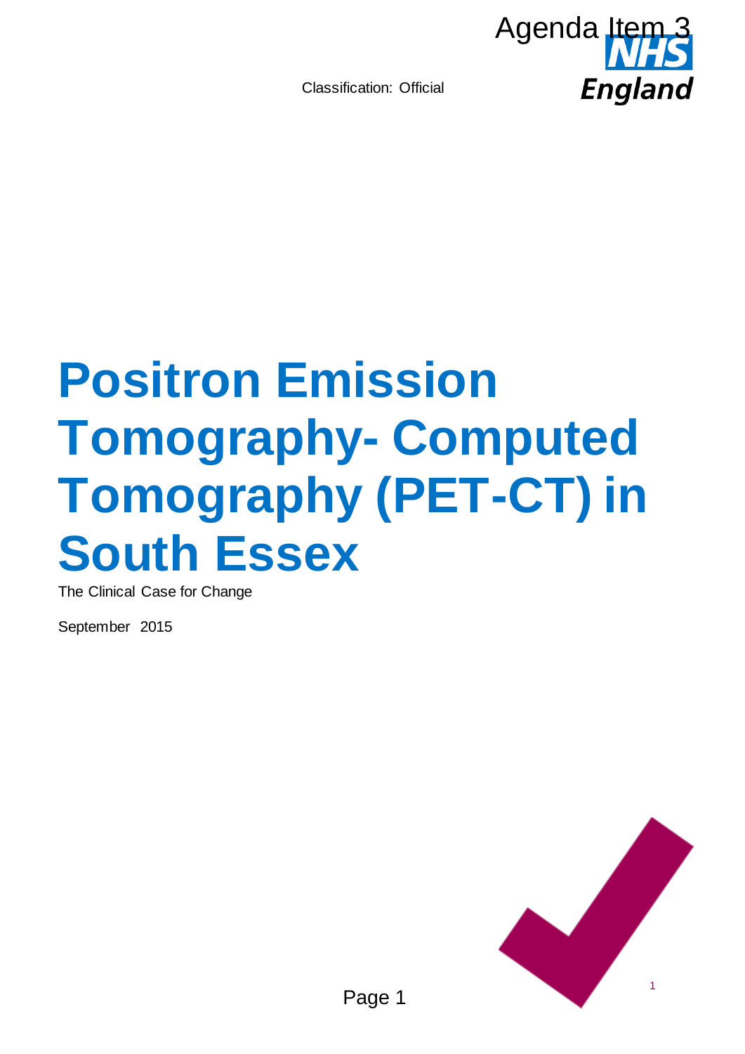Agenda Item 3

Classification: Official

# Positron Emission Tomography- Computed Tomography (PET-CT) in South Essex

The Clinical Case for Change

September 2015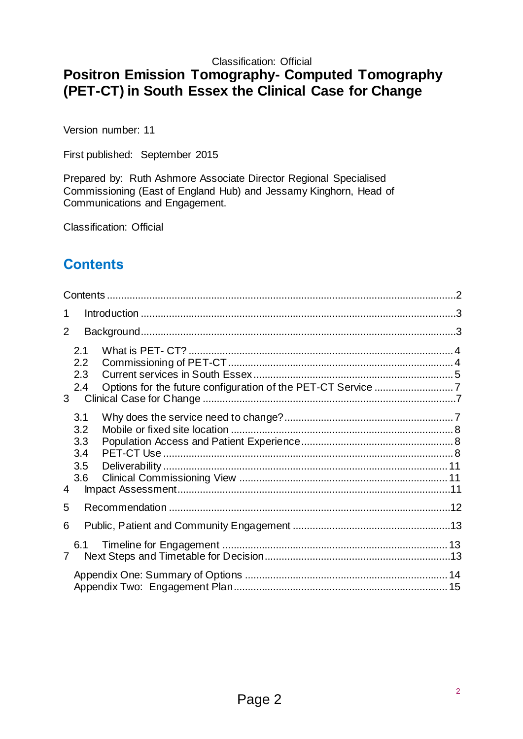Classification: Official

# Positron Emission Tomography- Computed Tomography (PET-CT) in South Essex the Clinical Case for Change

Version number: 11

First published: September 2015

Prepared by: Ruth Ashmore Associate Director Regional Specialised Commissioning (East of England Hub) and Jessamy Kinghorn, Head of Communications and Engagement.

Classification: Official

## Contents

Contents ........................................................................................................................2

1 Introduction ...............................................................................................................3

2 Background..............................................................................................................3

- 2.1 What is PET- CT? ............................................................................................4
- 2.2 Commissioning of PET-CT ...............................................................................4
- 2.3 Current services in South Essex ......................................................................5
- 2.4 Options for the future configuration of the PET-CT Service ............................7

3 Clinical Case for Change .........................................................................................7

- 3.1 Why does the service need to change?...........................................................7
- 3.2 Mobile or fixed site location .............................................................................8
- 3.3 Population Access and Patient Experience.....................................................8
- 3.4 PET-CT Use .....................................................................................................8
- 3.5 Deliverability ....................................................................................................11
- 3.6 Clinical Commissioning View ..........................................................................11

4 Impact Assessment................................................................................................11

5 Recommendation ...................................................................................................12

6 Public, Patient and Community Engagement .......................................................13

- 6.1 Timeline for Engagement ...............................................................................13

7 Next Steps and Timetable for Decision.................................................................13

Appendix One: Summary of Options .......................................................................14

Appendix Two: Engagement Plan...........................................................................15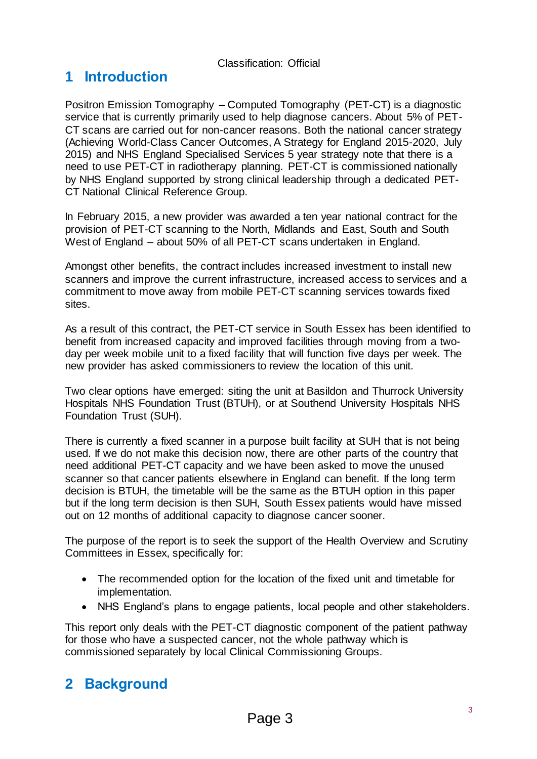# 1 Introduction

Positron Emission Tomography – Computed Tomography (PET-CT) is a diagnostic service that is currently primarily used to help diagnose cancers. About 5% of PET-CT scans are carried out for non-cancer reasons. Both the national cancer strategy (Achieving World-Class Cancer Outcomes, A Strategy for England 2015-2020, July 2015) and NHS England Specialised Services 5 year strategy note that there is a need to use PET-CT in radiotherapy planning. PET-CT is commissioned nationally by NHS England supported by strong clinical leadership through a dedicated PET-CT National Clinical Reference Group.

In February 2015, a new provider was awarded a ten year national contract for the provision of PET-CT scanning to the North, Midlands and East, South and South West of England – about 50% of all PET-CT scans undertaken in England.

Amongst other benefits, the contract includes increased investment to install new scanners and improve the current infrastructure, increased access to services and a commitment to move away from mobile PET-CT scanning services towards fixed sites.

As a result of this contract, the PET-CT service in South Essex has been identified to benefit from increased capacity and improved facilities through moving from a two-day per week mobile unit to a fixed facility that will function five days per week. The new provider has asked commissioners to review the location of this unit.

Two clear options have emerged: siting the unit at Basildon and Thurrock University Hospitals NHS Foundation Trust (BTUH), or at Southend University Hospitals NHS Foundation Trust (SUH).

There is currently a fixed scanner in a purpose built facility at SUH that is not being used. If we do not make this decision now, there are other parts of the country that need additional PET-CT capacity and we have been asked to move the unused scanner so that cancer patients elsewhere in England can benefit. If the long term decision is BTUH, the timetable will be the same as the BTUH option in this paper but if the long term decision is then SUH, South Essex patients would have missed out on 12 months of additional capacity to diagnose cancer sooner.

The purpose of the report is to seek the support of the Health Overview and Scrutiny Committees in Essex, specifically for:

- The recommended option for the location of the fixed unit and timetable for implementation.
- NHS England's plans to engage patients, local people and other stakeholders.

This report only deals with the PET-CT diagnostic component of the patient pathway for those who have a suspected cancer, not the whole pathway which is commissioned separately by local Clinical Commissioning Groups.

# 2 Background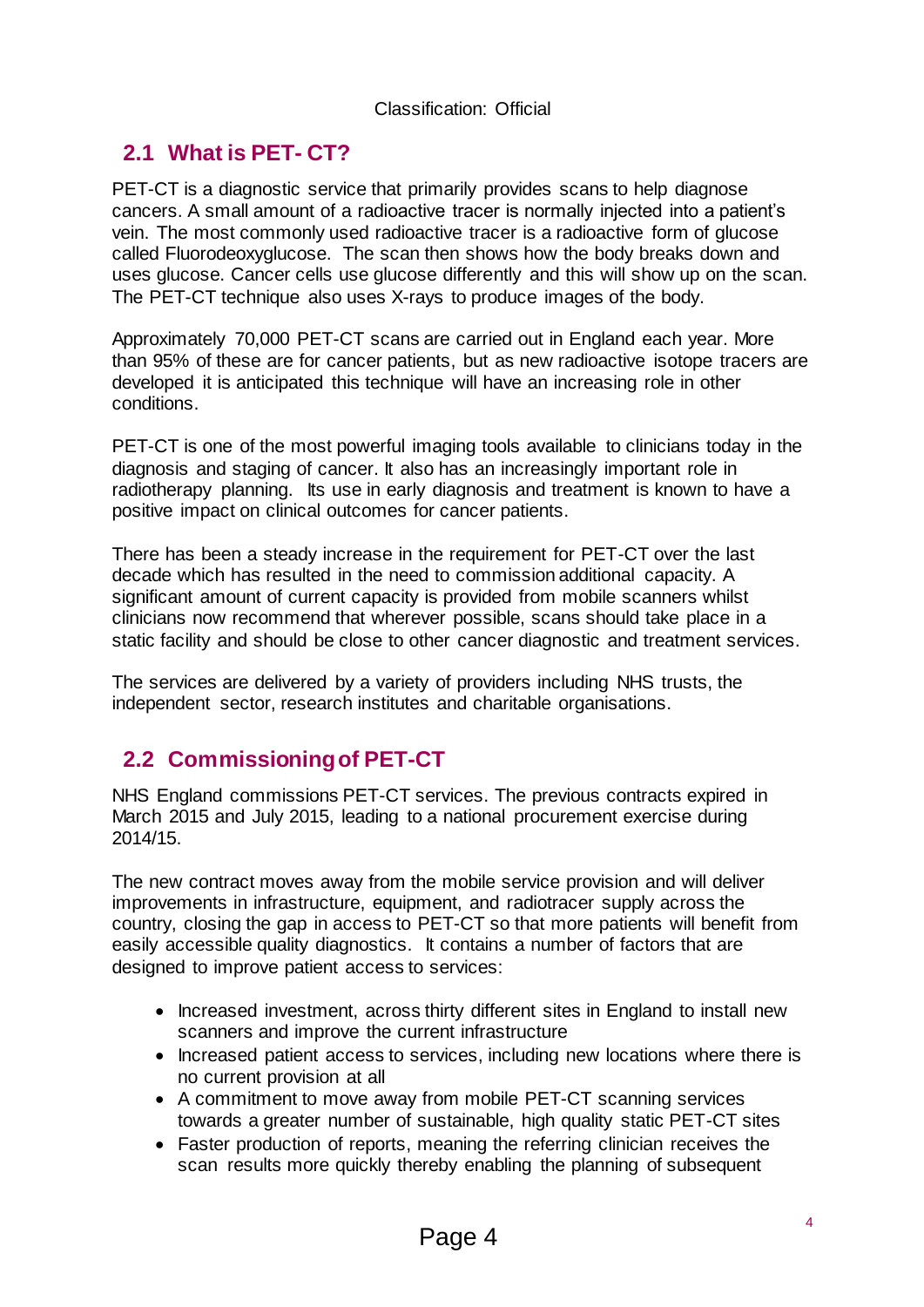## 2.1 What is PET- CT?

PET-CT is a diagnostic service that primarily provides scans to help diagnose cancers. A small amount of a radioactive tracer is normally injected into a patient's vein. The most commonly used radioactive tracer is a radioactive form of glucose called Fluorodeoxyglucose. The scan then shows how the body breaks down and uses glucose. Cancer cells use glucose differently and this will show up on the scan. The PET-CT technique also uses X-rays to produce images of the body.

Approximately 70,000 PET-CT scans are carried out in England each year. More than 95% of these are for cancer patients, but as new radioactive isotope tracers are developed it is anticipated this technique will have an increasing role in other conditions.

PET-CT is one of the most powerful imaging tools available to clinicians today in the diagnosis and staging of cancer. It also has an increasingly important role in radiotherapy planning. Its use in early diagnosis and treatment is known to have a positive impact on clinical outcomes for cancer patients.

There has been a steady increase in the requirement for PET-CT over the last decade which has resulted in the need to commission additional capacity. A significant amount of current capacity is provided from mobile scanners whilst clinicians now recommend that wherever possible, scans should take place in a static facility and should be close to other cancer diagnostic and treatment services.

The services are delivered by a variety of providers including NHS trusts, the independent sector, research institutes and charitable organisations.

## 2.2 Commissioning of PET-CT

NHS England commissions PET-CT services. The previous contracts expired in March 2015 and July 2015, leading to a national procurement exercise during 2014/15.

The new contract moves away from the mobile service provision and will deliver improvements in infrastructure, equipment, and radiotracer supply across the country, closing the gap in access to PET-CT so that more patients will benefit from easily accessible quality diagnostics. It contains a number of factors that are designed to improve patient access to services:

- Increased investment, across thirty different sites in England to install new scanners and improve the current infrastructure
- Increased patient access to services, including new locations where there is no current provision at all
- A commitment to move away from mobile PET-CT scanning services towards a greater number of sustainable, high quality static PET-CT sites
- Faster production of reports, meaning the referring clinician receives the scan results more quickly thereby enabling the planning of subsequent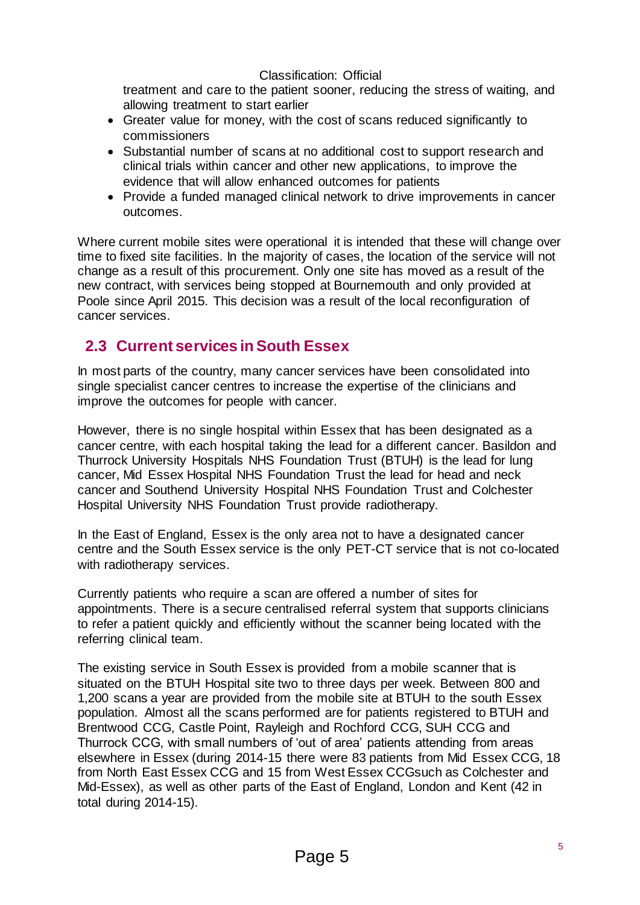treatment and care to the patient sooner, reducing the stress of waiting, and allowing treatment to start earlier

- Greater value for money, with the cost of scans reduced significantly to commissioners
- Substantial number of scans at no additional cost to support research and clinical trials within cancer and other new applications, to improve the evidence that will allow enhanced outcomes for patients
- Provide a funded managed clinical network to drive improvements in cancer outcomes.

Where current mobile sites were operational it is intended that these will change over time to fixed site facilities. In the majority of cases, the location of the service will not change as a result of this procurement. Only one site has moved as a result of the new contract, with services being stopped at Bournemouth and only provided at Poole since April 2015. This decision was a result of the local reconfiguration of cancer services.

## 2.3 Current services in South Essex

In most parts of the country, many cancer services have been consolidated into single specialist cancer centres to increase the expertise of the clinicians and improve the outcomes for people with cancer.

However, there is no single hospital within Essex that has been designated as a cancer centre, with each hospital taking the lead for a different cancer. Basildon and Thurrock University Hospitals NHS Foundation Trust (BTUH) is the lead for lung cancer, Mid Essex Hospital NHS Foundation Trust the lead for head and neck cancer and Southend University Hospital NHS Foundation Trust and Colchester Hospital University NHS Foundation Trust provide radiotherapy.

In the East of England, Essex is the only area not to have a designated cancer centre and the South Essex service is the only PET-CT service that is not co-located with radiotherapy services.

Currently patients who require a scan are offered a number of sites for appointments. There is a secure centralised referral system that supports clinicians to refer a patient quickly and efficiently without the scanner being located with the referring clinical team.

The existing service in South Essex is provided from a mobile scanner that is situated on the BTUH Hospital site two to three days per week. Between 800 and 1,200 scans a year are provided from the mobile site at BTUH to the south Essex population. Almost all the scans performed are for patients registered to BTUH and Brentwood CCG, Castle Point, Rayleigh and Rochford CCG, SUH CCG and Thurrock CCG, with small numbers of 'out of area' patients attending from areas elsewhere in Essex (during 2014-15 there were 83 patients from Mid Essex CCG, 18 from North East Essex CCG and 15 from West Essex CCGsuch as Colchester and Mid-Essex), as well as other parts of the East of England, London and Kent (42 in total during 2014-15).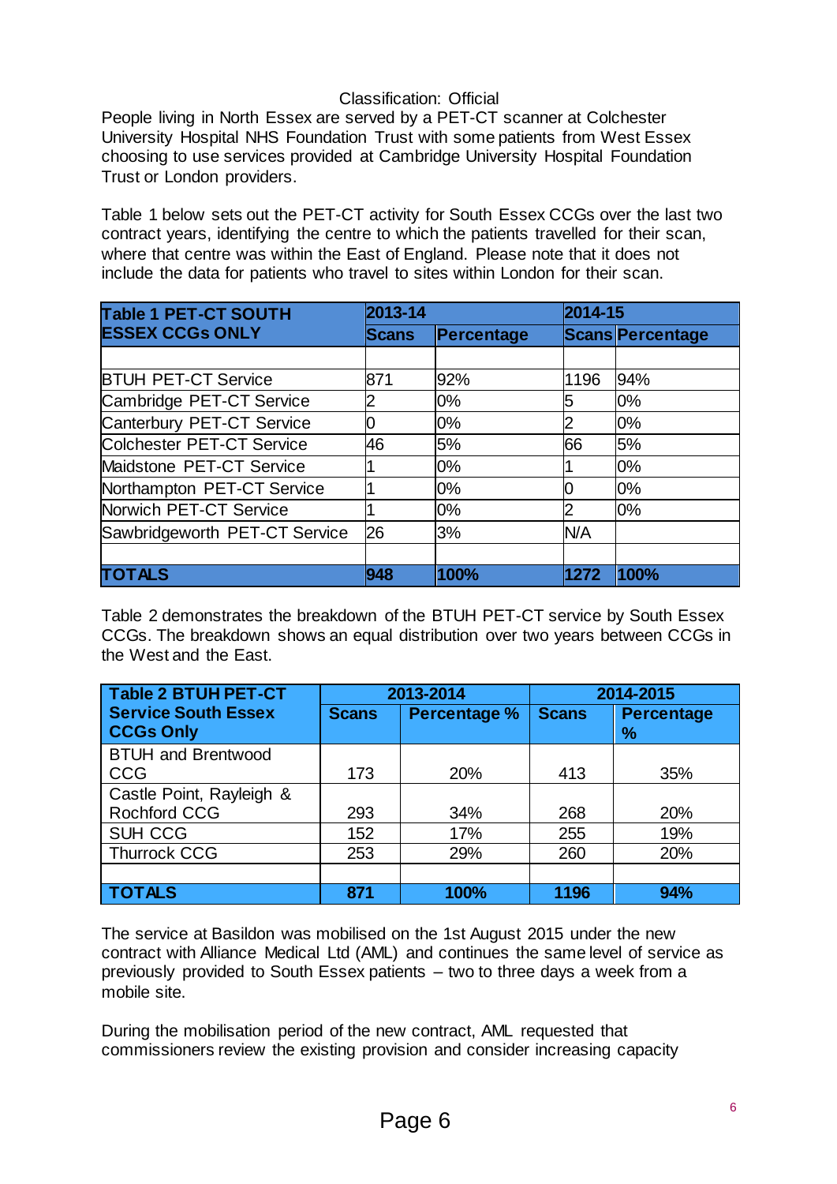Classification: Official

People living in North Essex are served by a PET-CT scanner at Colchester University Hospital NHS Foundation Trust with some patients from West Essex choosing to use services provided at Cambridge University Hospital Foundation Trust or London providers.

Table 1 below sets out the PET-CT activity for South Essex CCGs over the last two contract years, identifying the centre to which the patients travelled for their scan, where that centre was within the East of England. Please note that it does not include the data for patients who travel to sites within London for their scan.

| Table 1 PET-CT SOUTH ESSEX CCGs ONLY | 2013-14 | | 2014-15 | |
|---|---|---|---|---|
| | Scans | Percentage | Scans | Percentage |
| | | | | |
| BTUH PET-CT Service | 871 | 92% | 1196 | 94% |
| Cambridge PET-CT Service | 2 | 0% | 5 | 0% |
| Canterbury PET-CT Service | 0 | 0% | 2 | 0% |
| Colchester PET-CT Service | 46 | 5% | 66 | 5% |
| Maidstone PET-CT Service | 1 | 0% | 1 | 0% |
| Northampton PET-CT Service | 1 | 0% | 0 | 0% |
| Norwich PET-CT Service | 1 | 0% | 2 | 0% |
| Sawbridgeworth PET-CT Service | 26 | 3% | N/A | |
| | | | | |
| **TOTALS** | **948** | **100%** | **1272** | **100%** |

Table 2 demonstrates the breakdown of the BTUH PET-CT service by South Essex CCGs. The breakdown shows an equal distribution over two years between CCGs in the West and the East.

| Table 2 BTUH PET-CT Service South Essex CCGs Only | 2013-2014 | | 2014-2015 | |
|---|---|---|---|---|
| | Scans | Percentage % | Scans | Percentage % |
| BTUH and Brentwood CCG | 173 | 20% | 413 | 35% |
| Castle Point, Rayleigh & Rochford CCG | 293 | 34% | 268 | 20% |
| SUH CCG | 152 | 17% | 255 | 19% |
| Thurrock CCG | 253 | 29% | 260 | 20% |
| | | | | |
| **TOTALS** | **871** | **100%** | **1196** | **94%** |

The service at Basildon was mobilised on the 1st August 2015 under the new contract with Alliance Medical Ltd (AML) and continues the same level of service as previously provided to South Essex patients – two to three days a week from a mobile site.

During the mobilisation period of the new contract, AML requested that commissioners review the existing provision and consider increasing capacity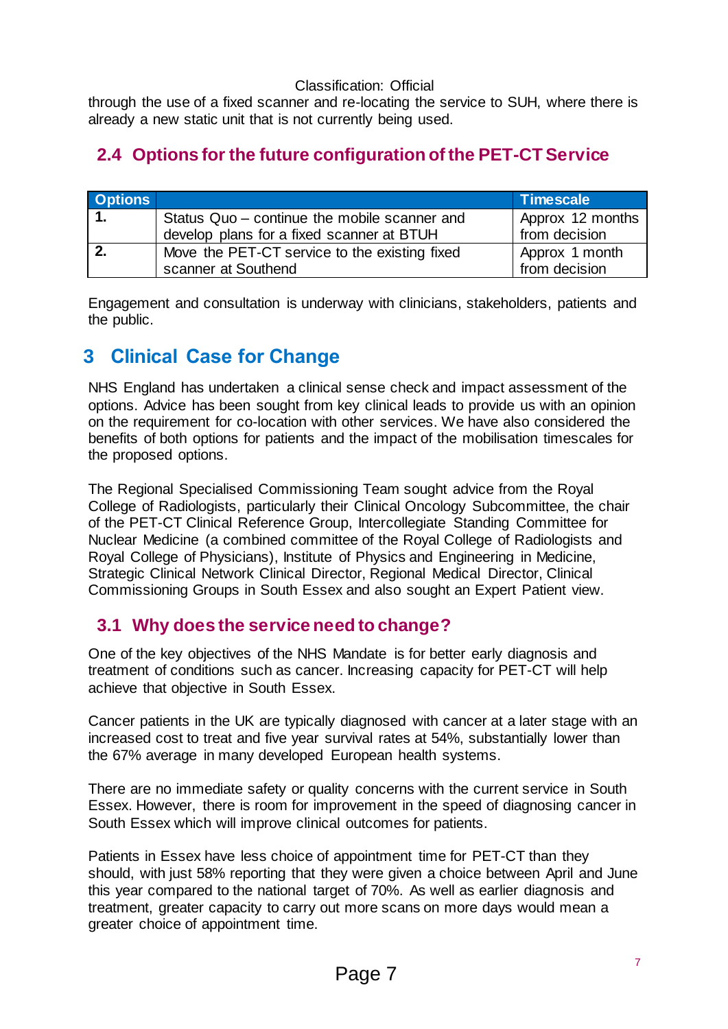through the use of a fixed scanner and re-locating the service to SUH, where there is already a new static unit that is not currently being used.

## 2.4 Options for the future configuration of the PET-CT Service

| Options | | Timescale |
|---|---|---|
| 1. | Status Quo – continue the mobile scanner and develop plans for a fixed scanner at BTUH | Approx 12 months from decision |
| 2. | Move the PET-CT service to the existing fixed scanner at Southend | Approx 1 month from decision |

Engagement and consultation is underway with clinicians, stakeholders, patients and the public.

# 3 Clinical Case for Change

NHS England has undertaken a clinical sense check and impact assessment of the options. Advice has been sought from key clinical leads to provide us with an opinion on the requirement for co-location with other services. We have also considered the benefits of both options for patients and the impact of the mobilisation timescales for the proposed options.

The Regional Specialised Commissioning Team sought advice from the Royal College of Radiologists, particularly their Clinical Oncology Subcommittee, the chair of the PET-CT Clinical Reference Group, Intercollegiate Standing Committee for Nuclear Medicine (a combined committee of the Royal College of Radiologists and Royal College of Physicians), Institute of Physics and Engineering in Medicine, Strategic Clinical Network Clinical Director, Regional Medical Director, Clinical Commissioning Groups in South Essex and also sought an Expert Patient view.

## 3.1 Why does the service need to change?

One of the key objectives of the NHS Mandate is for better early diagnosis and treatment of conditions such as cancer. Increasing capacity for PET-CT will help achieve that objective in South Essex.

Cancer patients in the UK are typically diagnosed with cancer at a later stage with an increased cost to treat and five year survival rates at 54%, substantially lower than the 67% average in many developed European health systems.

There are no immediate safety or quality concerns with the current service in South Essex. However, there is room for improvement in the speed of diagnosing cancer in South Essex which will improve clinical outcomes for patients.

Patients in Essex have less choice of appointment time for PET-CT than they should, with just 58% reporting that they were given a choice between April and June this year compared to the national target of 70%. As well as earlier diagnosis and treatment, greater capacity to carry out more scans on more days would mean a greater choice of appointment time.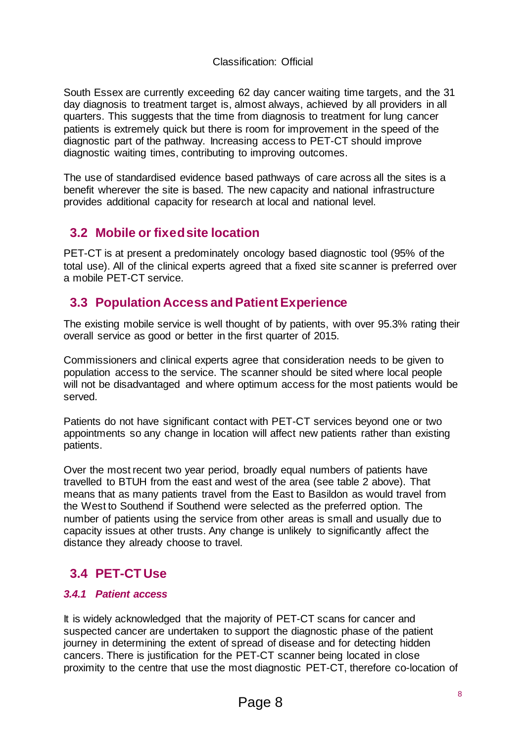South Essex are currently exceeding 62 day cancer waiting time targets, and the 31 day diagnosis to treatment target is, almost always, achieved by all providers in all quarters. This suggests that the time from diagnosis to treatment for lung cancer patients is extremely quick but there is room for improvement in the speed of the diagnostic part of the pathway. Increasing access to PET-CT should improve diagnostic waiting times, contributing to improving outcomes.

The use of standardised evidence based pathways of care across all the sites is a benefit wherever the site is based. The new capacity and national infrastructure provides additional capacity for research at local and national level.

## 3.2 Mobile or fixed site location

PET-CT is at present a predominately oncology based diagnostic tool (95% of the total use). All of the clinical experts agreed that a fixed site scanner is preferred over a mobile PET-CT service.

## 3.3 Population Access and Patient Experience

The existing mobile service is well thought of by patients, with over 95.3% rating their overall service as good or better in the first quarter of 2015.

Commissioners and clinical experts agree that consideration needs to be given to population access to the service. The scanner should be sited where local people will not be disadvantaged and where optimum access for the most patients would be served.

Patients do not have significant contact with PET-CT services beyond one or two appointments so any change in location will affect new patients rather than existing patients.

Over the most recent two year period, broadly equal numbers of patients have travelled to BTUH from the east and west of the area (see table 2 above). That means that as many patients travel from the East to Basildon as would travel from the West to Southend if Southend were selected as the preferred option. The number of patients using the service from other areas is small and usually due to capacity issues at other trusts. Any change is unlikely to significantly affect the distance they already choose to travel.

## 3.4 PET-CT Use

### *3.4.1 Patient access*

It is widely acknowledged that the majority of PET-CT scans for cancer and suspected cancer are undertaken to support the diagnostic phase of the patient journey in determining the extent of spread of disease and for detecting hidden cancers. There is justification for the PET-CT scanner being located in close proximity to the centre that use the most diagnostic PET-CT, therefore co-location of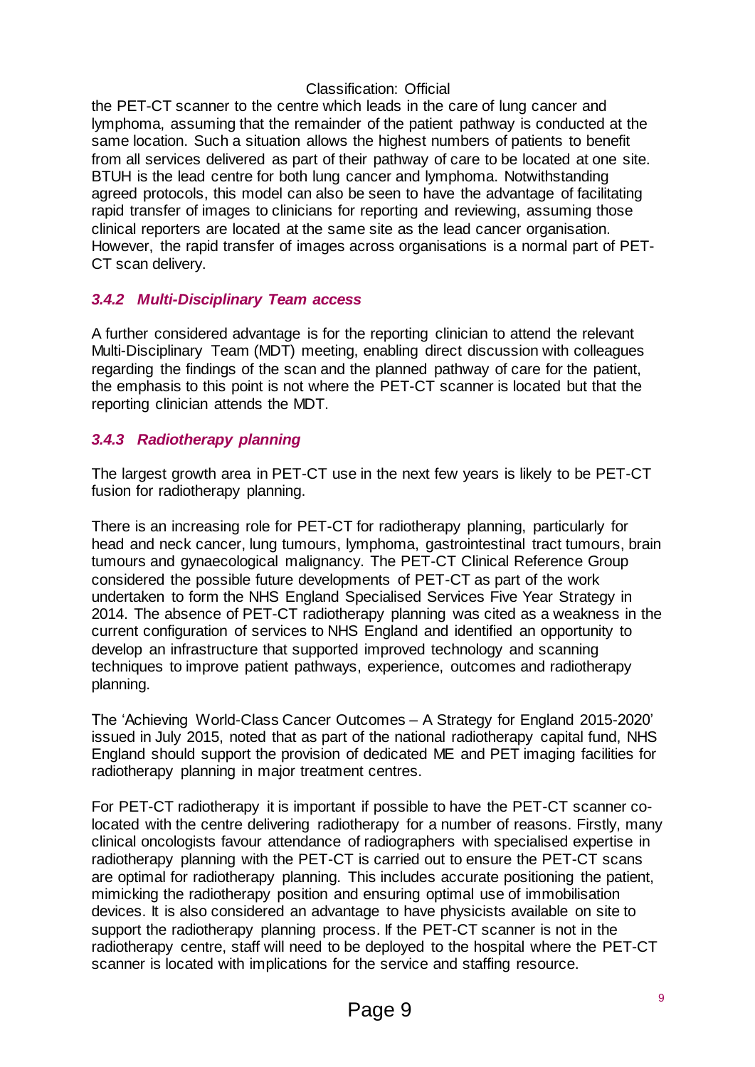the PET-CT scanner to the centre which leads in the care of lung cancer and lymphoma, assuming that the remainder of the patient pathway is conducted at the same location. Such a situation allows the highest numbers of patients to benefit from all services delivered as part of their pathway of care to be located at one site. BTUH is the lead centre for both lung cancer and lymphoma. Notwithstanding agreed protocols, this model can also be seen to have the advantage of facilitating rapid transfer of images to clinicians for reporting and reviewing, assuming those clinical reporters are located at the same site as the lead cancer organisation. However, the rapid transfer of images across organisations is a normal part of PET-CT scan delivery.

### *3.4.2 Multi-Disciplinary Team access*

A further considered advantage is for the reporting clinician to attend the relevant Multi-Disciplinary Team (MDT) meeting, enabling direct discussion with colleagues regarding the findings of the scan and the planned pathway of care for the patient, the emphasis to this point is not where the PET-CT scanner is located but that the reporting clinician attends the MDT.

### *3.4.3 Radiotherapy planning*

The largest growth area in PET-CT use in the next few years is likely to be PET-CT fusion for radiotherapy planning.

There is an increasing role for PET-CT for radiotherapy planning, particularly for head and neck cancer, lung tumours, lymphoma, gastrointestinal tract tumours, brain tumours and gynaecological malignancy. The PET-CT Clinical Reference Group considered the possible future developments of PET-CT as part of the work undertaken to form the NHS England Specialised Services Five Year Strategy in 2014. The absence of PET-CT radiotherapy planning was cited as a weakness in the current configuration of services to NHS England and identified an opportunity to develop an infrastructure that supported improved technology and scanning techniques to improve patient pathways, experience, outcomes and radiotherapy planning.

The 'Achieving World-Class Cancer Outcomes – A Strategy for England 2015-2020' issued in July 2015, noted that as part of the national radiotherapy capital fund, NHS England should support the provision of dedicated ME and PET imaging facilities for radiotherapy planning in major treatment centres.

For PET-CT radiotherapy it is important if possible to have the PET-CT scanner co-located with the centre delivering radiotherapy for a number of reasons. Firstly, many clinical oncologists favour attendance of radiographers with specialised expertise in radiotherapy planning with the PET-CT is carried out to ensure the PET-CT scans are optimal for radiotherapy planning. This includes accurate positioning the patient, mimicking the radiotherapy position and ensuring optimal use of immobilisation devices. It is also considered an advantage to have physicists available on site to support the radiotherapy planning process. If the PET-CT scanner is not in the radiotherapy centre, staff will need to be deployed to the hospital where the PET-CT scanner is located with implications for the service and staffing resource.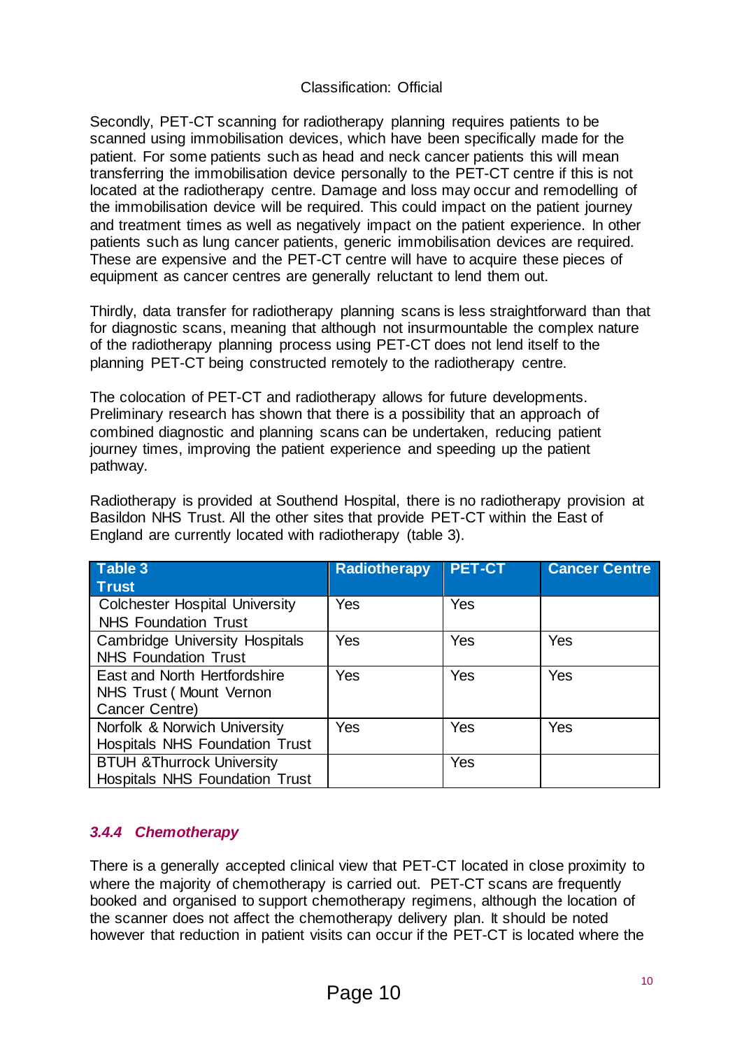Secondly, PET-CT scanning for radiotherapy planning requires patients to be scanned using immobilisation devices, which have been specifically made for the patient. For some patients such as head and neck cancer patients this will mean transferring the immobilisation device personally to the PET-CT centre if this is not located at the radiotherapy centre. Damage and loss may occur and remodelling of the immobilisation device will be required. This could impact on the patient journey and treatment times as well as negatively impact on the patient experience. In other patients such as lung cancer patients, generic immobilisation devices are required. These are expensive and the PET-CT centre will have to acquire these pieces of equipment as cancer centres are generally reluctant to lend them out.

Thirdly, data transfer for radiotherapy planning scans is less straightforward than that for diagnostic scans, meaning that although not insurmountable the complex nature of the radiotherapy planning process using PET-CT does not lend itself to the planning PET-CT being constructed remotely to the radiotherapy centre.

The colocation of PET-CT and radiotherapy allows for future developments. Preliminary research has shown that there is a possibility that an approach of combined diagnostic and planning scans can be undertaken, reducing patient journey times, improving the patient experience and speeding up the patient pathway.

Radiotherapy is provided at Southend Hospital, there is no radiotherapy provision at Basildon NHS Trust. All the other sites that provide PET-CT within the East of England are currently located with radiotherapy (table 3).

| Table 3<br>Trust | Radiotherapy | PET-CT | Cancer Centre |
|---|---|---|---|
| Colchester Hospital University NHS Foundation Trust | Yes | Yes | |
| Cambridge University Hospitals NHS Foundation Trust | Yes | Yes | Yes |
| East and North Hertfordshire NHS Trust ( Mount Vernon Cancer Centre) | Yes | Yes | Yes |
| Norfolk & Norwich University Hospitals NHS Foundation Trust | Yes | Yes | Yes |
| BTUH &Thurrock University Hospitals NHS Foundation Trust | | Yes | |

### *3.4.4 Chemotherapy*

There is a generally accepted clinical view that PET-CT located in close proximity to where the majority of chemotherapy is carried out. PET-CT scans are frequently booked and organised to support chemotherapy regimens, although the location of the scanner does not affect the chemotherapy delivery plan. It should be noted however that reduction in patient visits can occur if the PET-CT is located where the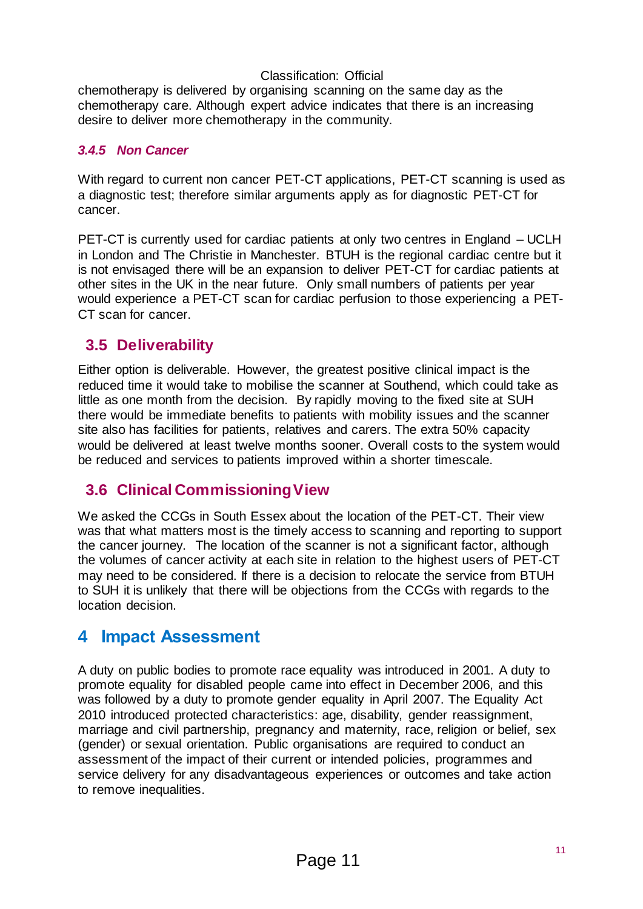chemotherapy is delivered by organising scanning on the same day as the chemotherapy care. Although expert advice indicates that there is an increasing desire to deliver more chemotherapy in the community.

#### *3.4.5 Non Cancer*

With regard to current non cancer PET-CT applications, PET-CT scanning is used as a diagnostic test; therefore similar arguments apply as for diagnostic PET-CT for cancer.

PET-CT is currently used for cardiac patients at only two centres in England – UCLH in London and The Christie in Manchester. BTUH is the regional cardiac centre but it is not envisaged there will be an expansion to deliver PET-CT for cardiac patients at other sites in the UK in the near future. Only small numbers of patients per year would experience a PET-CT scan for cardiac perfusion to those experiencing a PET-CT scan for cancer.

## 3.5 Deliverability

Either option is deliverable. However, the greatest positive clinical impact is the reduced time it would take to mobilise the scanner at Southend, which could take as little as one month from the decision. By rapidly moving to the fixed site at SUH there would be immediate benefits to patients with mobility issues and the scanner site also has facilities for patients, relatives and carers. The extra 50% capacity would be delivered at least twelve months sooner. Overall costs to the system would be reduced and services to patients improved within a shorter timescale.

## 3.6 Clinical Commissioning View

We asked the CCGs in South Essex about the location of the PET-CT. Their view was that what matters most is the timely access to scanning and reporting to support the cancer journey. The location of the scanner is not a significant factor, although the volumes of cancer activity at each site in relation to the highest users of PET-CT may need to be considered. If there is a decision to relocate the service from BTUH to SUH it is unlikely that there will be objections from the CCGs with regards to the location decision.

# 4 Impact Assessment

A duty on public bodies to promote race equality was introduced in 2001. A duty to promote equality for disabled people came into effect in December 2006, and this was followed by a duty to promote gender equality in April 2007. The Equality Act 2010 introduced protected characteristics: age, disability, gender reassignment, marriage and civil partnership, pregnancy and maternity, race, religion or belief, sex (gender) or sexual orientation. Public organisations are required to conduct an assessment of the impact of their current or intended policies, programmes and service delivery for any disadvantageous experiences or outcomes and take action to remove inequalities.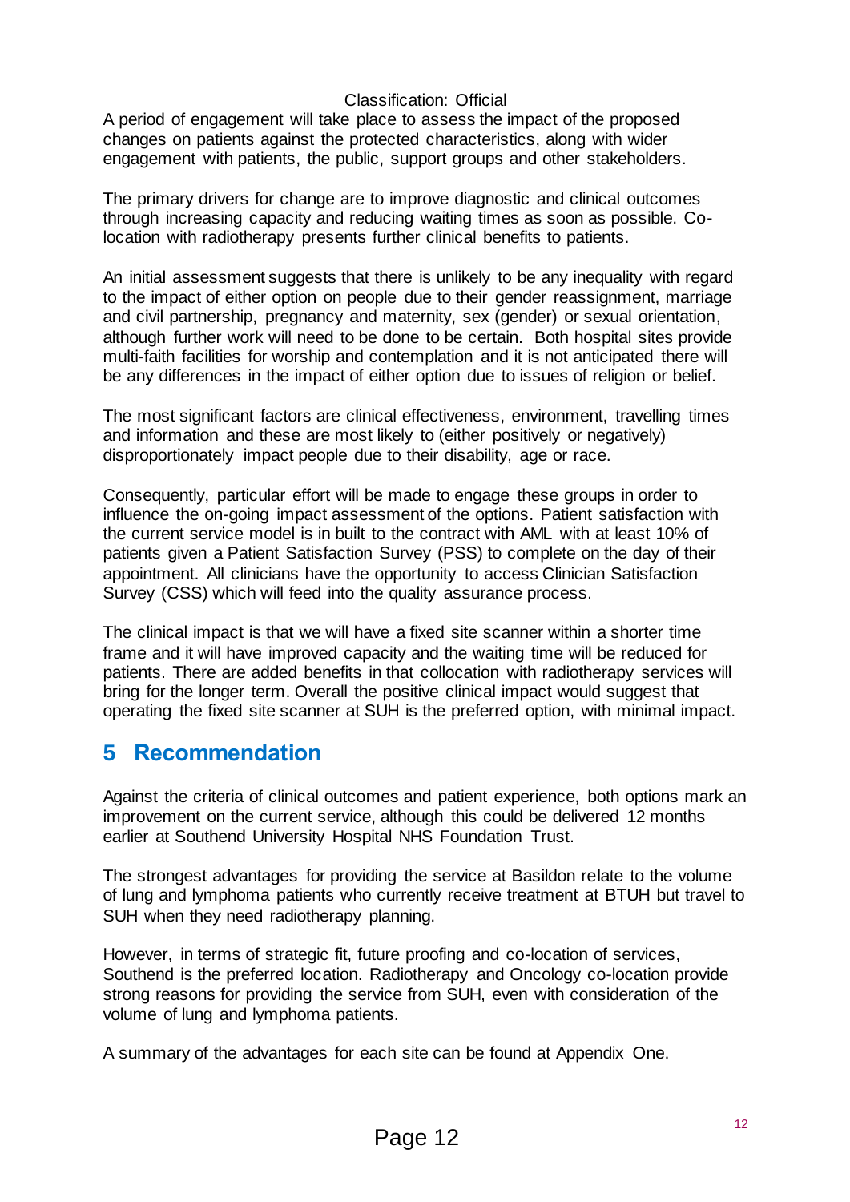A period of engagement will take place to assess the impact of the proposed changes on patients against the protected characteristics, along with wider engagement with patients, the public, support groups and other stakeholders.

The primary drivers for change are to improve diagnostic and clinical outcomes through increasing capacity and reducing waiting times as soon as possible. Co-location with radiotherapy presents further clinical benefits to patients.

An initial assessment suggests that there is unlikely to be any inequality with regard to the impact of either option on people due to their gender reassignment, marriage and civil partnership, pregnancy and maternity, sex (gender) or sexual orientation, although further work will need to be done to be certain. Both hospital sites provide multi-faith facilities for worship and contemplation and it is not anticipated there will be any differences in the impact of either option due to issues of religion or belief.

The most significant factors are clinical effectiveness, environment, travelling times and information and these are most likely to (either positively or negatively) disproportionately impact people due to their disability, age or race.

Consequently, particular effort will be made to engage these groups in order to influence the on-going impact assessment of the options. Patient satisfaction with the current service model is in built to the contract with AML with at least 10% of patients given a Patient Satisfaction Survey (PSS) to complete on the day of their appointment. All clinicians have the opportunity to access Clinician Satisfaction Survey (CSS) which will feed into the quality assurance process.

The clinical impact is that we will have a fixed site scanner within a shorter time frame and it will have improved capacity and the waiting time will be reduced for patients. There are added benefits in that collocation with radiotherapy services will bring for the longer term. Overall the positive clinical impact would suggest that operating the fixed site scanner at SUH is the preferred option, with minimal impact.

## 5 Recommendation

Against the criteria of clinical outcomes and patient experience, both options mark an improvement on the current service, although this could be delivered 12 months earlier at Southend University Hospital NHS Foundation Trust.

The strongest advantages for providing the service at Basildon relate to the volume of lung and lymphoma patients who currently receive treatment at BTUH but travel to SUH when they need radiotherapy planning.

However, in terms of strategic fit, future proofing and co-location of services, Southend is the preferred location. Radiotherapy and Oncology co-location provide strong reasons for providing the service from SUH, even with consideration of the volume of lung and lymphoma patients.

A summary of the advantages for each site can be found at Appendix One.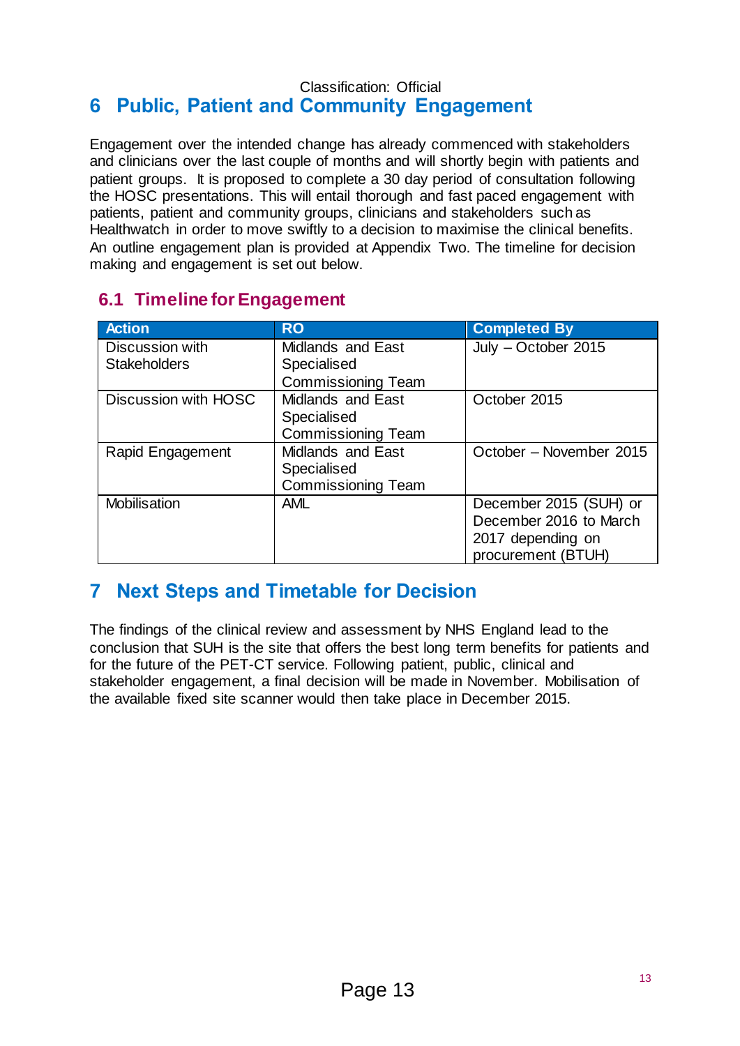## 6 Public, Patient and Community Engagement

Engagement over the intended change has already commenced with stakeholders and clinicians over the last couple of months and will shortly begin with patients and patient groups. It is proposed to complete a 30 day period of consultation following the HOSC presentations. This will entail thorough and fast paced engagement with patients, patient and community groups, clinicians and stakeholders such as Healthwatch in order to move swiftly to a decision to maximise the clinical benefits. An outline engagement plan is provided at Appendix Two. The timeline for decision making and engagement is set out below.

### 6.1 Timeline for Engagement

| Action | RO | Completed By |
|---|---|---|
| Discussion with Stakeholders | Midlands and East Specialised Commissioning Team | July – October 2015 |
| Discussion with HOSC | Midlands and East Specialised Commissioning Team | October 2015 |
| Rapid Engagement | Midlands and East Specialised Commissioning Team | October – November 2015 |
| Mobilisation | AML | December 2015 (SUH) or December 2016 to March 2017 depending on procurement (BTUH) |

## 7 Next Steps and Timetable for Decision

The findings of the clinical review and assessment by NHS England lead to the conclusion that SUH is the site that offers the best long term benefits for patients and for the future of the PET-CT service. Following patient, public, clinical and stakeholder engagement, a final decision will be made in November. Mobilisation of the available fixed site scanner would then take place in December 2015.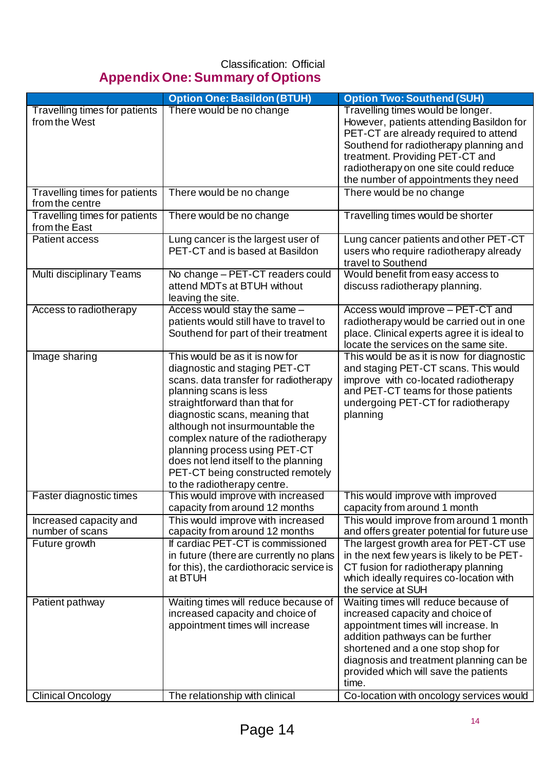Classification: Official

# Appendix One: Summary of Options

| | Option One: Basildon (BTUH) | Option Two: Southend (SUH) |
|---|---|---|
| Travelling times for patients from the West | There would be no change | Travelling times would be longer. However, patients attending Basildon for PET-CT are already required to attend Southend for radiotherapy planning and treatment. Providing PET-CT and radiotherapy on one site could reduce the number of appointments they need |
| Travelling times for patients from the centre | There would be no change | There would be no change |
| Travelling times for patients from the East | There would be no change | Travelling times would be shorter |
| Patient access | Lung cancer is the largest user of PET-CT and is based at Basildon | Lung cancer patients and other PET-CT users who require radiotherapy already travel to Southend |
| Multi disciplinary Teams | No change – PET-CT readers could attend MDTs at BTUH without leaving the site. | Would benefit from easy access to discuss radiotherapy planning. |
| Access to radiotherapy | Access would stay the same – patients would still have to travel to Southend for part of their treatment | Access would improve – PET-CT and radiotherapy would be carried out in one place. Clinical experts agree it is ideal to locate the services on the same site. |
| Image sharing | This would be as it is now for diagnostic and staging PET-CT scans. data transfer for radiotherapy planning scans is less straightforward than that for diagnostic scans, meaning that although not insurmountable the complex nature of the radiotherapy planning process using PET-CT does not lend itself to the planning PET-CT being constructed remotely to the radiotherapy centre. | This would be as it is now for diagnostic and staging PET-CT scans. This would improve with co-located radiotherapy and PET-CT teams for those patients undergoing PET-CT for radiotherapy planning |
| Faster diagnostic times | This would improve with increased capacity from around 12 months | This would improve with improved capacity from around 1 month |
| Increased capacity and number of scans | This would improve with increased capacity from around 12 months | This would improve from around 1 month and offers greater potential for future use |
| Future growth | If cardiac PET-CT is commissioned in future (there are currently no plans for this), the cardiothoracic service is at BTUH | The largest growth area for PET-CT use in the next few years is likely to be PET-CT fusion for radiotherapy planning which ideally requires co-location with the service at SUH |
| Patient pathway | Waiting times will reduce because of increased capacity and choice of appointment times will increase | Waiting times will reduce because of increased capacity and choice of appointment times will increase. In addition pathways can be further shortened and a one stop shop for diagnosis and treatment planning can be provided which will save the patients time. |
| Clinical Oncology | The relationship with clinical | Co-location with oncology services would |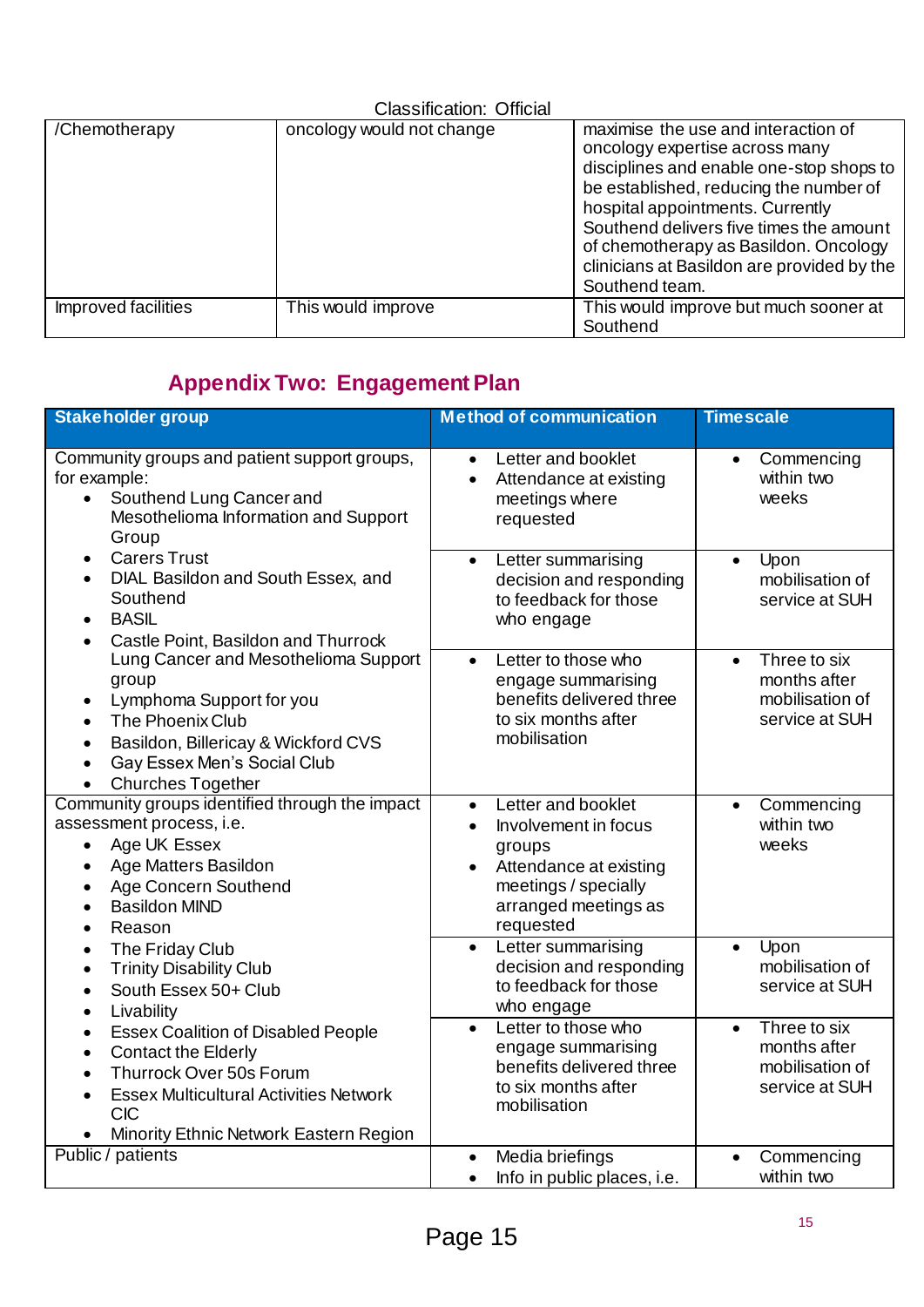Classification: Official

| /Chemotherapy | oncology would not change | maximise the use and interaction of oncology expertise across many disciplines and enable one-stop shops to be established, reducing the number of hospital appointments. Currently Southend delivers five times the amount of chemotherapy as Basildon. Oncology clinicians at Basildon are provided by the Southend team. |
|---|---|---|
| Improved facilities | This would improve | This would improve but much sooner at Southend |

## Appendix Two: Engagement Plan

| Stakeholder group | Method of communication | Timescale |
|---|---|---|
| Community groups and patient support groups, for example:<br>• Southend Lung Cancer and Mesothelioma Information and Support Group<br>• Carers Trust<br>• DIAL Basildon and South Essex, and Southend<br>• BASIL<br>• Castle Point, Basildon and Thurrock Lung Cancer and Mesothelioma Support group<br>• Lymphoma Support for you<br>• The Phoenix Club<br>• Basildon, Billericay & Wickford CVS<br>• Gay Essex Men's Social Club<br>• Churches Together | • Letter and booklet<br>• Attendance at existing meetings where requested | • Commencing within two weeks |
| | • Letter summarising decision and responding to feedback for those who engage | • Upon mobilisation of service at SUH |
| | • Letter to those who engage summarising benefits delivered three to six months after mobilisation | • Three to six months after mobilisation of service at SUH |
| Community groups identified through the impact assessment process, i.e.<br>• Age UK Essex<br>• Age Matters Basildon<br>• Age Concern Southend<br>• Basildon MIND<br>• Reason<br>• The Friday Club<br>• Trinity Disability Club<br>• South Essex 50+ Club<br>• Livability<br>• Essex Coalition of Disabled People<br>• Contact the Elderly<br>• Thurrock Over 50s Forum<br>• Essex Multicultural Activities Network CIC<br>• Minority Ethnic Network Eastern Region | • Letter and booklet<br>• Involvement in focus groups<br>• Attendance at existing meetings / specially arranged meetings as requested | • Commencing within two weeks |
| | • Letter summarising decision and responding to feedback for those who engage | • Upon mobilisation of service at SUH |
| | • Letter to those who engage summarising benefits delivered three to six months after mobilisation | • Three to six months after mobilisation of service at SUH |
| Public / patients | • Media briefings<br>• Info in public places, i.e. | • Commencing within two |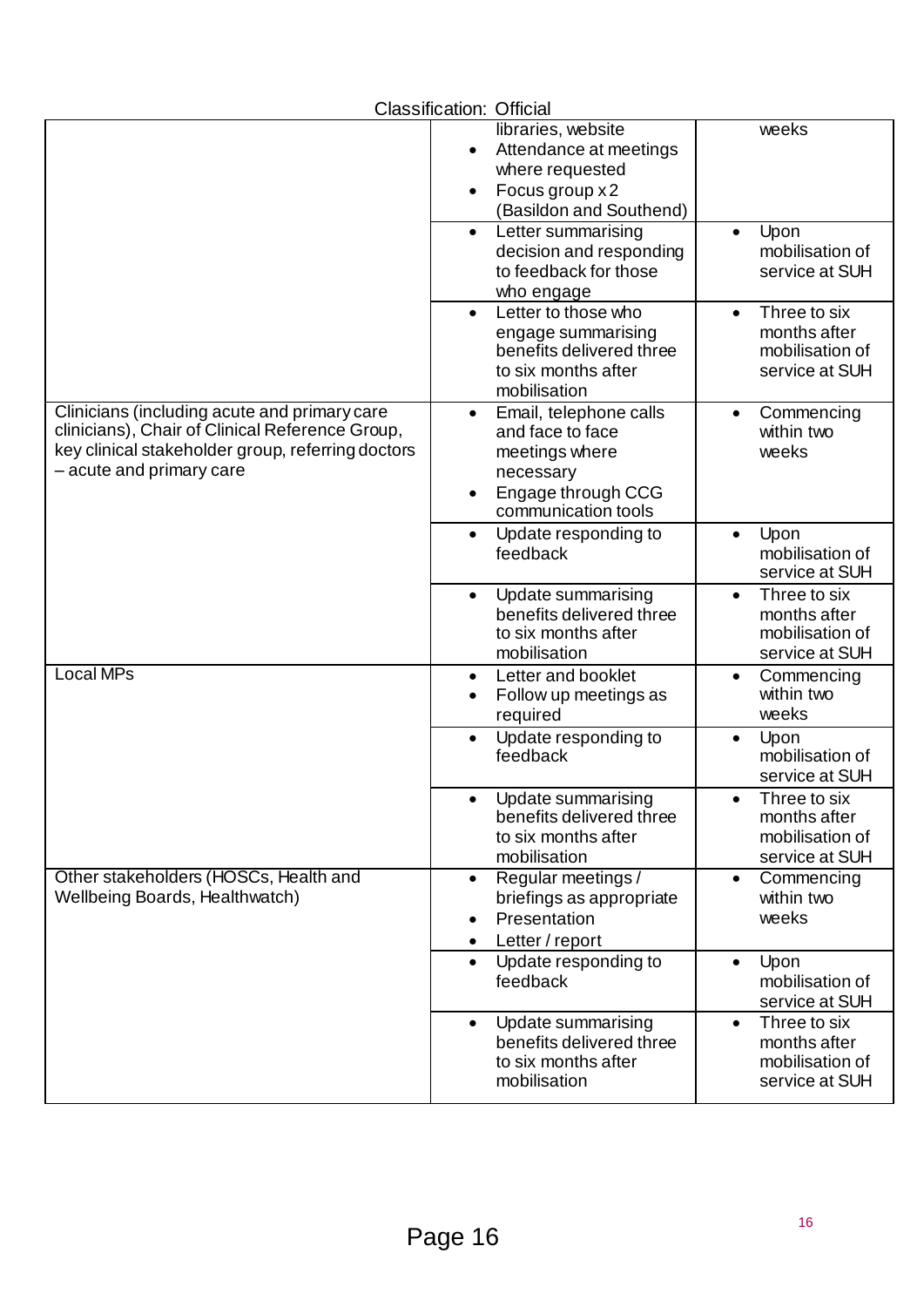| | | |
|---|---|---|
| | • libraries, website<br>• Attendance at meetings where requested<br>• Focus group x 2 (Basildon and Southend) | weeks |
| | • Letter summarising decision and responding to feedback for those who engage | • Upon mobilisation of service at SUH |
| | • Letter to those who engage summarising benefits delivered three to six months after mobilisation | • Three to six months after mobilisation of service at SUH |
| Clinicians (including acute and primary care clinicians), Chair of Clinical Reference Group, key clinical stakeholder group, referring doctors – acute and primary care | • Email, telephone calls and face to face meetings where necessary<br>• Engage through CCG communication tools | • Commencing within two weeks |
| | • Update responding to feedback | • Upon mobilisation of service at SUH |
| | • Update summarising benefits delivered three to six months after mobilisation | • Three to six months after mobilisation of service at SUH |
| Local MPs | • Letter and booklet<br>• Follow up meetings as required | • Commencing within two weeks |
| | • Update responding to feedback | • Upon mobilisation of service at SUH |
| | • Update summarising benefits delivered three to six months after mobilisation | • Three to six months after mobilisation of service at SUH |
| Other stakeholders (HOSCs, Health and Wellbeing Boards, Healthwatch) | • Regular meetings / briefings as appropriate<br>• Presentation<br>• Letter / report | • Commencing within two weeks |
| | • Update responding to feedback | • Upon mobilisation of service at SUH |
| | • Update summarising benefits delivered three to six months after mobilisation | • Three to six months after mobilisation of service at SUH |